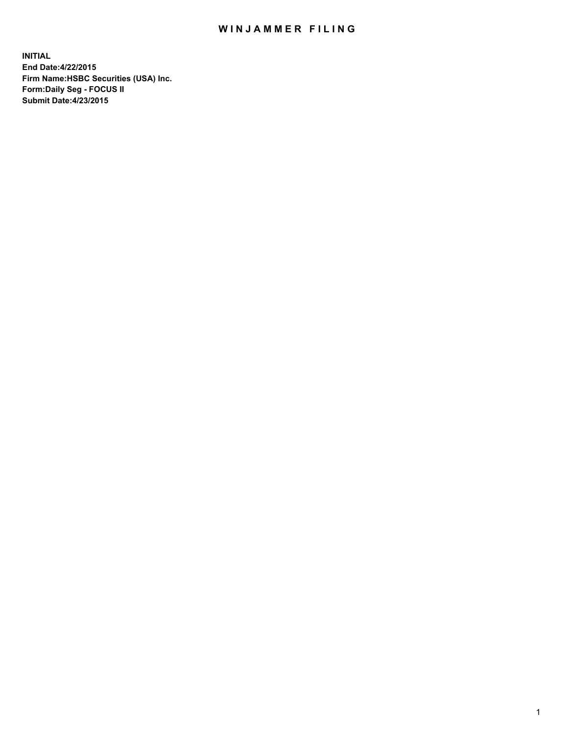# WINJAMMER FILING

**INITIAL**
**End Date:4/22/2015**
**Firm Name:HSBC Securities (USA) Inc.**
**Form:Daily Seg - FOCUS II**
**Submit Date:4/23/2015**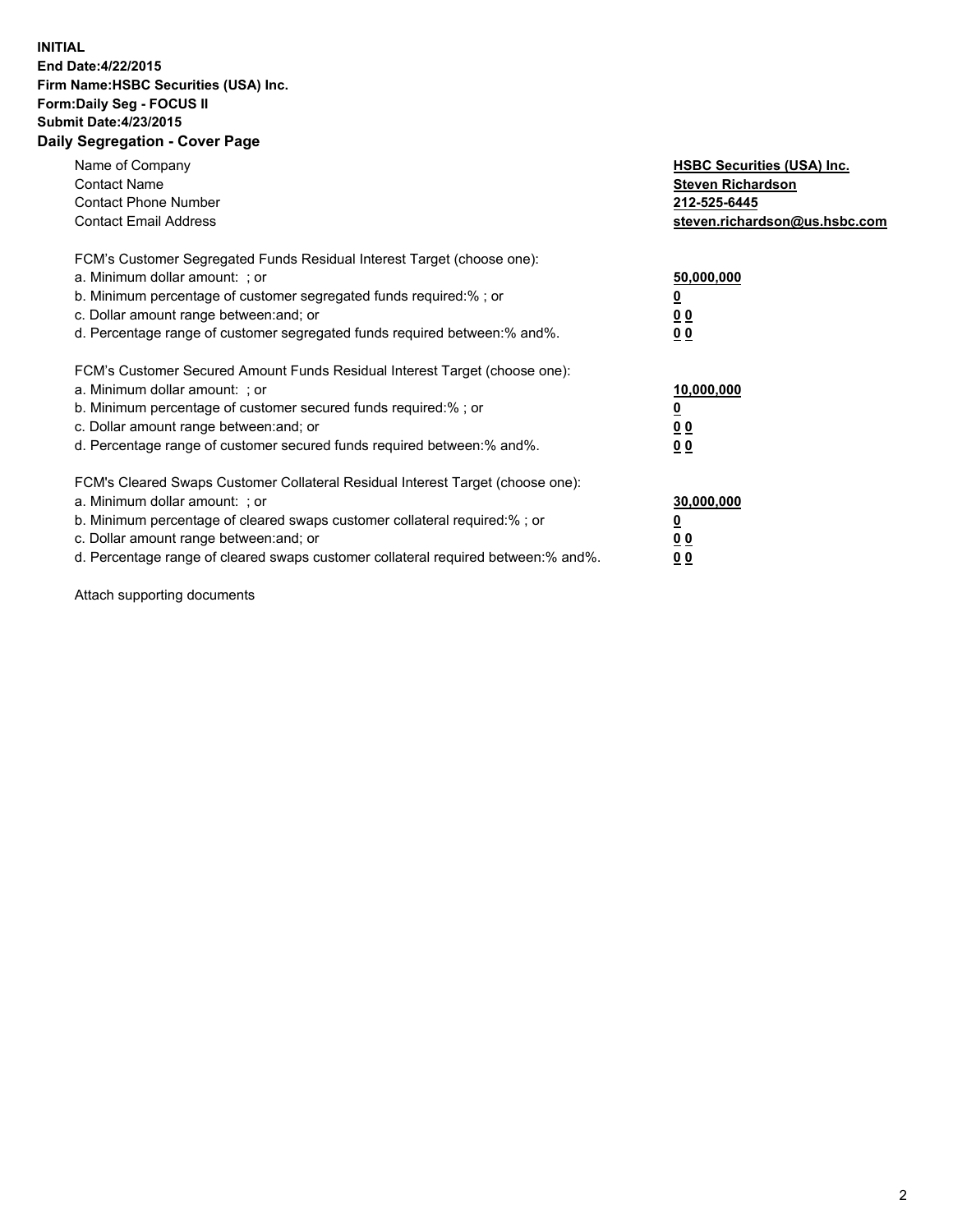**INITIAL**
**End Date:4/22/2015**
**Firm Name:HSBC Securities (USA) Inc.**
**Form:Daily Seg - FOCUS II**
**Submit Date:4/23/2015**

## Daily Segregation - Cover Page

| | |
|---|---|
| Name of Company | **HSBC Securities (USA) Inc.** |
| Contact Name | **Steven Richardson** |
| Contact Phone Number | **212-525-6445** |
| Contact Email Address | **steven.richardson@us.hsbc.com** |

FCM's Customer Segregated Funds Residual Interest Target (choose one):

| | |
|---|---|
| a. Minimum dollar amount: ; or | **50,000,000** |
| b. Minimum percentage of customer segregated funds required:% ; or | **0** |
| c. Dollar amount range between:and; or | **0 0** |
| d. Percentage range of customer segregated funds required between:% and%. | **0 0** |

FCM's Customer Secured Amount Funds Residual Interest Target (choose one):

| | |
|---|---|
| a. Minimum dollar amount: ; or | **10,000,000** |
| b. Minimum percentage of customer secured funds required:% ; or | **0** |
| c. Dollar amount range between:and; or | **0 0** |
| d. Percentage range of customer secured funds required between:% and%. | **0 0** |

FCM's Cleared Swaps Customer Collateral Residual Interest Target (choose one):

| | |
|---|---|
| a. Minimum dollar amount: ; or | **30,000,000** |
| b. Minimum percentage of cleared swaps customer collateral required:% ; or | **0** |
| c. Dollar amount range between:and; or | **0 0** |
| d. Percentage range of cleared swaps customer collateral required between:% and%. | **0 0** |

Attach supporting documents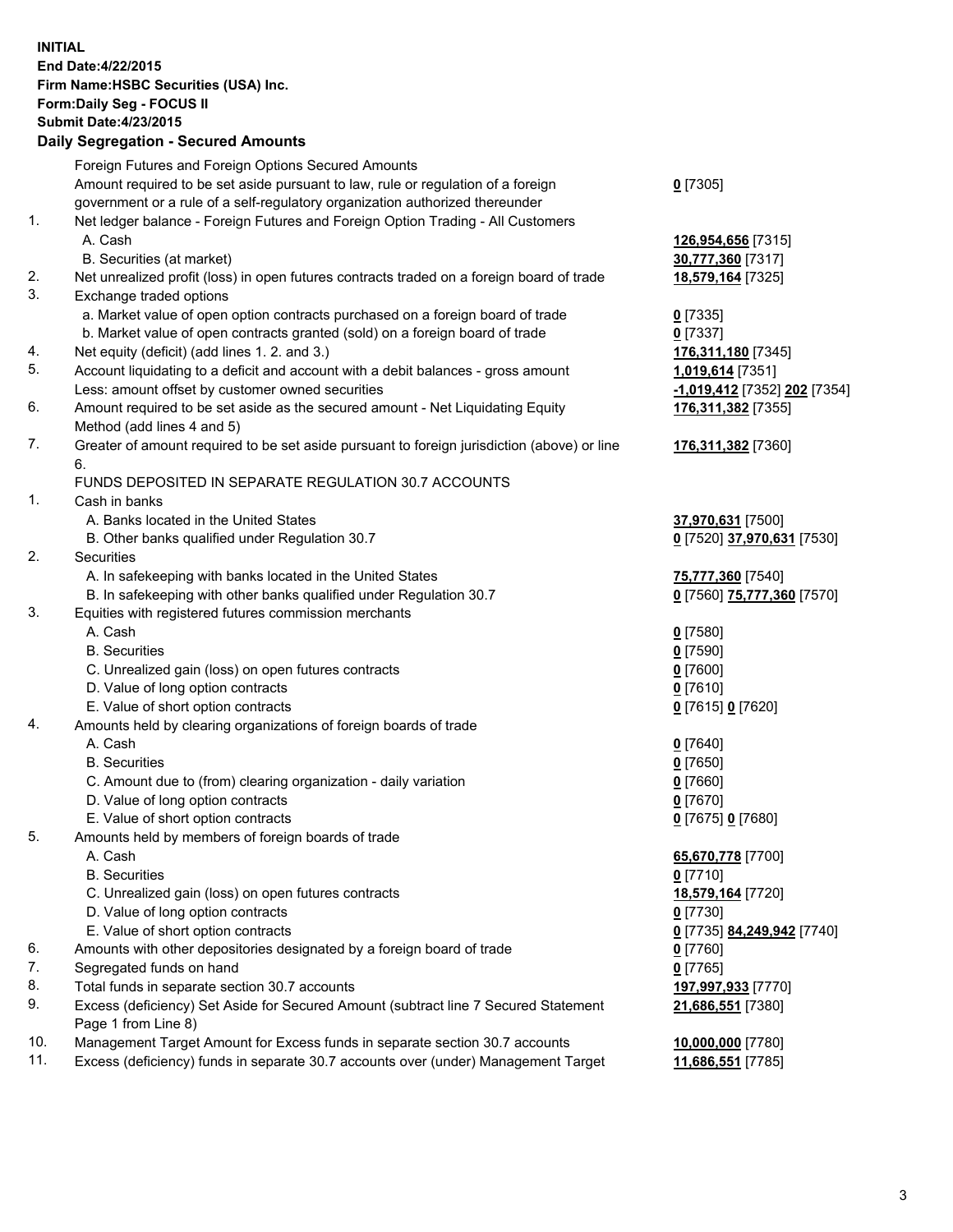**INITIAL**
**End Date:4/22/2015**
**Firm Name:HSBC Securities (USA) Inc.**
**Form:Daily Seg - FOCUS II**
**Submit Date:4/23/2015**

## Daily Segregation - Secured Amounts

| | | |
|---|---|---|
| | Foreign Futures and Foreign Options Secured Amounts | |
| | Amount required to be set aside pursuant to law, rule or regulation of a foreign government or a rule of a self-regulatory organization authorized thereunder | **0** [7305] |
| 1. | Net ledger balance - Foreign Futures and Foreign Option Trading - All Customers | |
| | A. Cash | **126,954,656** [7315] |
| | B. Securities (at market) | **30,777,360** [7317] |
| 2. | Net unrealized profit (loss) in open futures contracts traded on a foreign board of trade | **18,579,164** [7325] |
| 3. | Exchange traded options | |
| | a. Market value of open option contracts purchased on a foreign board of trade | **0** [7335] |
| | b. Market value of open contracts granted (sold) on a foreign board of trade | **0** [7337] |
| 4. | Net equity (deficit) (add lines 1. 2. and 3.) | **176,311,180** [7345] |
| 5. | Account liquidating to a deficit and account with a debit balances - gross amount | **1,019,614** [7351] |
| | Less: amount offset by customer owned securities | **-1,019,412** [7352] **202** [7354] |
| 6. | Amount required to be set aside as the secured amount - Net Liquidating Equity Method (add lines 4 and 5) | **176,311,382** [7355] |
| 7. | Greater of amount required to be set aside pursuant to foreign jurisdiction (above) or line 6. | **176,311,382** [7360] |
| | FUNDS DEPOSITED IN SEPARATE REGULATION 30.7 ACCOUNTS | |
| 1. | Cash in banks | |
| | A. Banks located in the United States | **37,970,631** [7500] |
| | B. Other banks qualified under Regulation 30.7 | **0** [7520] **37,970,631** [7530] |
| 2. | Securities | |
| | A. In safekeeping with banks located in the United States | **75,777,360** [7540] |
| | B. In safekeeping with other banks qualified under Regulation 30.7 | **0** [7560] **75,777,360** [7570] |
| 3. | Equities with registered futures commission merchants | |
| | A. Cash | **0** [7580] |
| | B. Securities | **0** [7590] |
| | C. Unrealized gain (loss) on open futures contracts | **0** [7600] |
| | D. Value of long option contracts | **0** [7610] |
| | E. Value of short option contracts | **0** [7615] **0** [7620] |
| 4. | Amounts held by clearing organizations of foreign boards of trade | |
| | A. Cash | **0** [7640] |
| | B. Securities | **0** [7650] |
| | C. Amount due to (from) clearing organization - daily variation | **0** [7660] |
| | D. Value of long option contracts | **0** [7670] |
| | E. Value of short option contracts | **0** [7675] **0** [7680] |
| 5. | Amounts held by members of foreign boards of trade | |
| | A. Cash | **65,670,778** [7700] |
| | B. Securities | **0** [7710] |
| | C. Unrealized gain (loss) on open futures contracts | **18,579,164** [7720] |
| | D. Value of long option contracts | **0** [7730] |
| | E. Value of short option contracts | **0** [7735] **84,249,942** [7740] |
| 6. | Amounts with other depositories designated by a foreign board of trade | **0** [7760] |
| 7. | Segregated funds on hand | **0** [7765] |
| 8. | Total funds in separate section 30.7 accounts | **197,997,933** [7770] |
| 9. | Excess (deficiency) Set Aside for Secured Amount (subtract line 7 Secured Statement Page 1 from Line 8) | **21,686,551** [7380] |
| 10. | Management Target Amount for Excess funds in separate section 30.7 accounts | **10,000,000** [7780] |
| 11. | Excess (deficiency) funds in separate 30.7 accounts over (under) Management Target | **11,686,551** [7785] |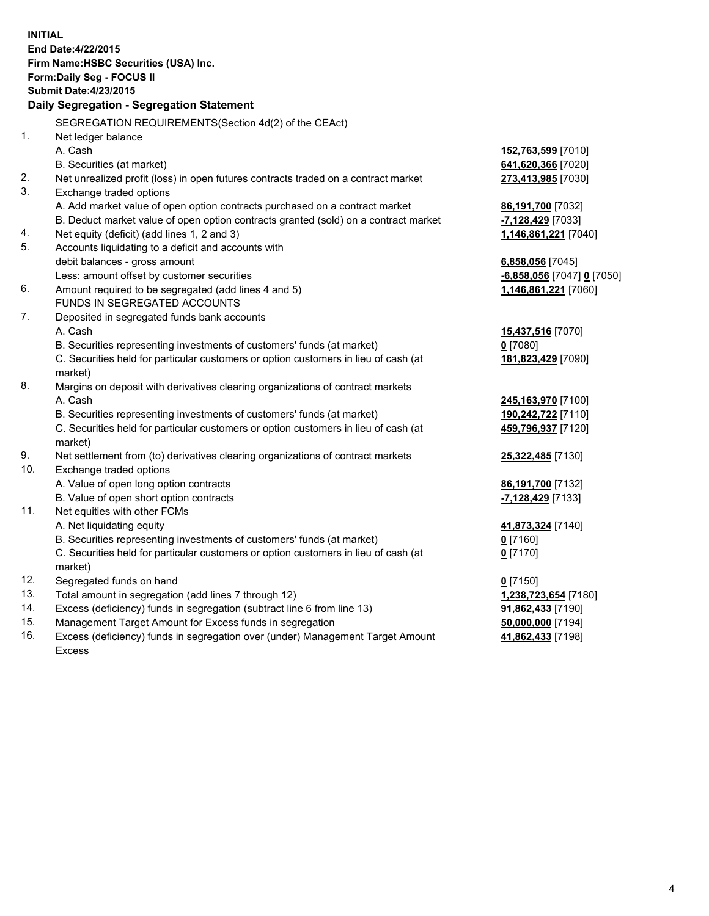**INITIAL**
**End Date:4/22/2015**
**Firm Name:HSBC Securities (USA) Inc.**
**Form:Daily Seg - FOCUS II**
**Submit Date:4/23/2015**

**Daily Segregation - Segregation Statement**

SEGREGATION REQUIREMENTS(Section 4d(2) of the CEAct)

| | | |
|---|---|---|
| 1. | Net ledger balance | |
| | A. Cash | **152,763,599** [7010] |
| | B. Securities (at market) | **641,620,366** [7020] |
| 2. | Net unrealized profit (loss) in open futures contracts traded on a contract market | **273,413,985** [7030] |
| 3. | Exchange traded options | |
| | A. Add market value of open option contracts purchased on a contract market | **86,191,700** [7032] |
| | B. Deduct market value of open option contracts granted (sold) on a contract market | **-7,128,429** [7033] |
| 4. | Net equity (deficit) (add lines 1, 2 and 3) | **1,146,861,221** [7040] |
| 5. | Accounts liquidating to a deficit and accounts with debit balances - gross amount | **6,858,056** [7045] |
| | Less: amount offset by customer securities | **-6,858,056** [7047] **0** [7050] |
| 6. | Amount required to be segregated (add lines 4 and 5) | **1,146,861,221** [7060] |
| | FUNDS IN SEGREGATED ACCOUNTS | |
| 7. | Deposited in segregated funds bank accounts | |
| | A. Cash | **15,437,516** [7070] |
| | B. Securities representing investments of customers' funds (at market) | **0** [7080] |
| | C. Securities held for particular customers or option customers in lieu of cash (at market) | **181,823,429** [7090] |
| 8. | Margins on deposit with derivatives clearing organizations of contract markets | |
| | A. Cash | **245,163,970** [7100] |
| | B. Securities representing investments of customers' funds (at market) | **190,242,722** [7110] |
| | C. Securities held for particular customers or option customers in lieu of cash (at market) | **459,796,937** [7120] |
| 9. | Net settlement from (to) derivatives clearing organizations of contract markets | **25,322,485** [7130] |
| 10. | Exchange traded options | |
| | A. Value of open long option contracts | **86,191,700** [7132] |
| | B. Value of open short option contracts | **-7,128,429** [7133] |
| 11. | Net equities with other FCMs | |
| | A. Net liquidating equity | **41,873,324** [7140] |
| | B. Securities representing investments of customers' funds (at market) | **0** [7160] |
| | C. Securities held for particular customers or option customers in lieu of cash (at market) | **0** [7170] |
| 12. | Segregated funds on hand | **0** [7150] |
| 13. | Total amount in segregation (add lines 7 through 12) | **1,238,723,654** [7180] |
| 14. | Excess (deficiency) funds in segregation (subtract line 6 from line 13) | **91,862,433** [7190] |
| 15. | Management Target Amount for Excess funds in segregation | **50,000,000** [7194] |
| 16. | Excess (deficiency) funds in segregation over (under) Management Target Amount Excess | **41,862,433** [7198] |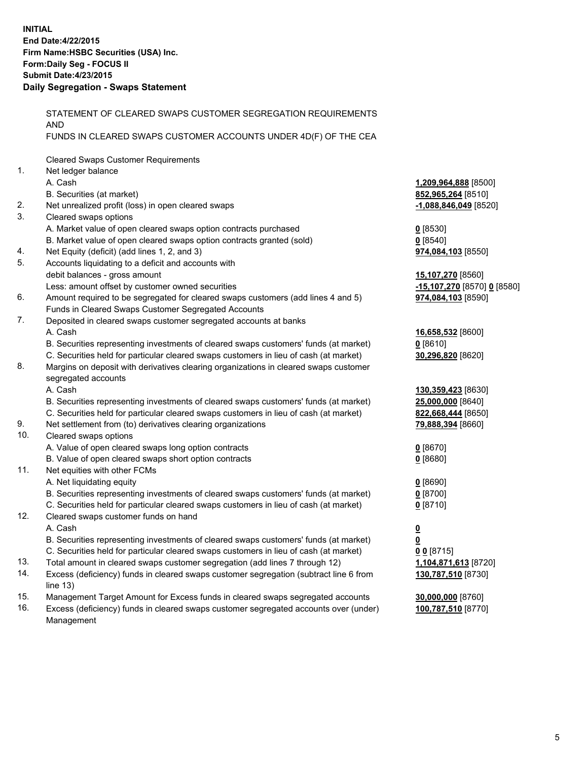**INITIAL**
**End Date:4/22/2015**
**Firm Name:HSBC Securities (USA) Inc.**
**Form:Daily Seg - FOCUS II**
**Submit Date:4/23/2015**
**Daily Segregation - Swaps Statement**

STATEMENT OF CLEARED SWAPS CUSTOMER SEGREGATION REQUIREMENTS AND FUNDS IN CLEARED SWAPS CUSTOMER ACCOUNTS UNDER 4D(F) OF THE CEA

| | | |
|---|---|---|
| | Cleared Swaps Customer Requirements | |
| 1. | Net ledger balance | |
| | A. Cash | **1,209,964,888** [8500] |
| | B. Securities (at market) | **852,965,264** [8510] |
| 2. | Net unrealized profit (loss) in open cleared swaps | **-1,088,846,049** [8520] |
| 3. | Cleared swaps options | |
| | A. Market value of open cleared swaps option contracts purchased | **0** [8530] |
| | B. Market value of open cleared swaps option contracts granted (sold) | **0** [8540] |
| 4. | Net Equity (deficit) (add lines 1, 2, and 3) | **974,084,103** [8550] |
| 5. | Accounts liquidating to a deficit and accounts with debit balances - gross amount | **15,107,270** [8560] |
| | Less: amount offset by customer owned securities | **-15,107,270** [8570] **0** [8580] |
| 6. | Amount required to be segregated for cleared swaps customers (add lines 4 and 5) | **974,084,103** [8590] |
| | Funds in Cleared Swaps Customer Segregated Accounts | |
| 7. | Deposited in cleared swaps customer segregated accounts at banks | |
| | A. Cash | **16,658,532** [8600] |
| | B. Securities representing investments of cleared swaps customers' funds (at market) | **0** [8610] |
| | C. Securities held for particular cleared swaps customers in lieu of cash (at market) | **30,296,820** [8620] |
| 8. | Margins on deposit with derivatives clearing organizations in cleared swaps customer segregated accounts | |
| | A. Cash | **130,359,423** [8630] |
| | B. Securities representing investments of cleared swaps customers' funds (at market) | **25,000,000** [8640] |
| | C. Securities held for particular cleared swaps customers in lieu of cash (at market) | **822,668,444** [8650] |
| 9. | Net settlement from (to) derivatives clearing organizations | **79,888,394** [8660] |
| 10. | Cleared swaps options | |
| | A. Value of open cleared swaps long option contracts | **0** [8670] |
| | B. Value of open cleared swaps short option contracts | **0** [8680] |
| 11. | Net equities with other FCMs | |
| | A. Net liquidating equity | **0** [8690] |
| | B. Securities representing investments of cleared swaps customers' funds (at market) | **0** [8700] |
| | C. Securities held for particular cleared swaps customers in lieu of cash (at market) | **0** [8710] |
| 12. | Cleared swaps customer funds on hand | |
| | A. Cash | **0** |
| | B. Securities representing investments of cleared swaps customers' funds (at market) | **0** |
| | C. Securities held for particular cleared swaps customers in lieu of cash (at market) | **0** **0** [8715] |
| 13. | Total amount in cleared swaps customer segregation (add lines 7 through 12) | **1,104,871,613** [8720] |
| 14. | Excess (deficiency) funds in cleared swaps customer segregation (subtract line 6 from line 13) | **130,787,510** [8730] |
| 15. | Management Target Amount for Excess funds in cleared swaps segregated accounts | **30,000,000** [8760] |
| 16. | Excess (deficiency) funds in cleared swaps customer segregated accounts over (under) Management | **100,787,510** [8770] |